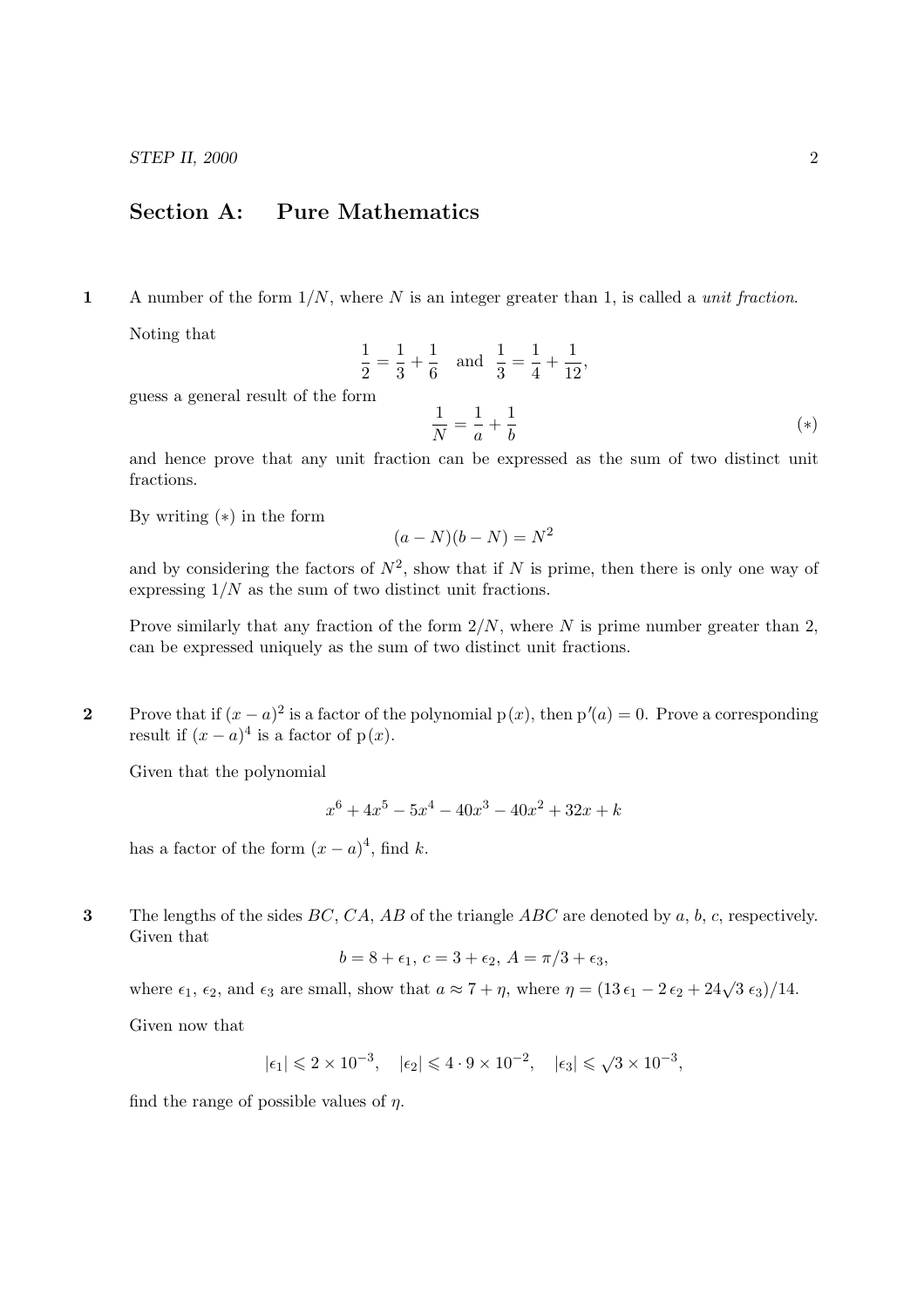## Section A: Pure Mathematics

**1** A number of the form $1/N$, where $N$ is an integer greater than 1, is called a *unit fraction*.

Noting that

$$\frac{1}{2} = \frac{1}{3} + \frac{1}{6} \quad \text{and} \quad \frac{1}{3} = \frac{1}{4} + \frac{1}{12},$$

guess a general result of the form

$$\frac{1}{N} = \frac{1}{a} + \frac{1}{b} \tag{$*$}$$

and hence prove that any unit fraction can be expressed as the sum of two distinct unit fractions.

By writing $(*)$ in the form

$$(a - N)(b - N) = N^2$$

and by considering the factors of $N^2$, show that if $N$ is prime, then there is only one way of expressing $1/N$ as the sum of two distinct unit fractions.

Prove similarly that any fraction of the form $2/N$, where $N$ is prime number greater than 2, can be expressed uniquely as the sum of two distinct unit fractions.

**2** Prove that if $(x-a)^2$ is a factor of the polynomial $\mathrm{p}(x)$, then $\mathrm{p}'(a) = 0$. Prove a corresponding result if $(x-a)^4$ is a factor of $\mathrm{p}(x)$.

Given that the polynomial

$$x^6 + 4x^5 - 5x^4 - 40x^3 - 40x^2 + 32x + k$$

has a factor of the form $(x-a)^4$, find $k$.

**3** The lengths of the sides $BC$, $CA$, $AB$ of the triangle $ABC$ are denoted by $a$, $b$, $c$, respectively. Given that

$$b = 8 + \epsilon_1,\ c = 3 + \epsilon_2,\ A = \pi/3 + \epsilon_3,$$

where $\epsilon_1$, $\epsilon_2$, and $\epsilon_3$ are small, show that $a \approx 7 + \eta$, where $\eta = (13\,\epsilon_1 - 2\,\epsilon_2 + 24\sqrt{3}\,\epsilon_3)/14$.

Given now that

$$|\epsilon_1| \leqslant 2 \times 10^{-3}, \quad |\epsilon_2| \leqslant 4 \cdot 9 \times 10^{-2}, \quad |\epsilon_3| \leqslant \sqrt{3} \times 10^{-3},$$

find the range of possible values of $\eta$.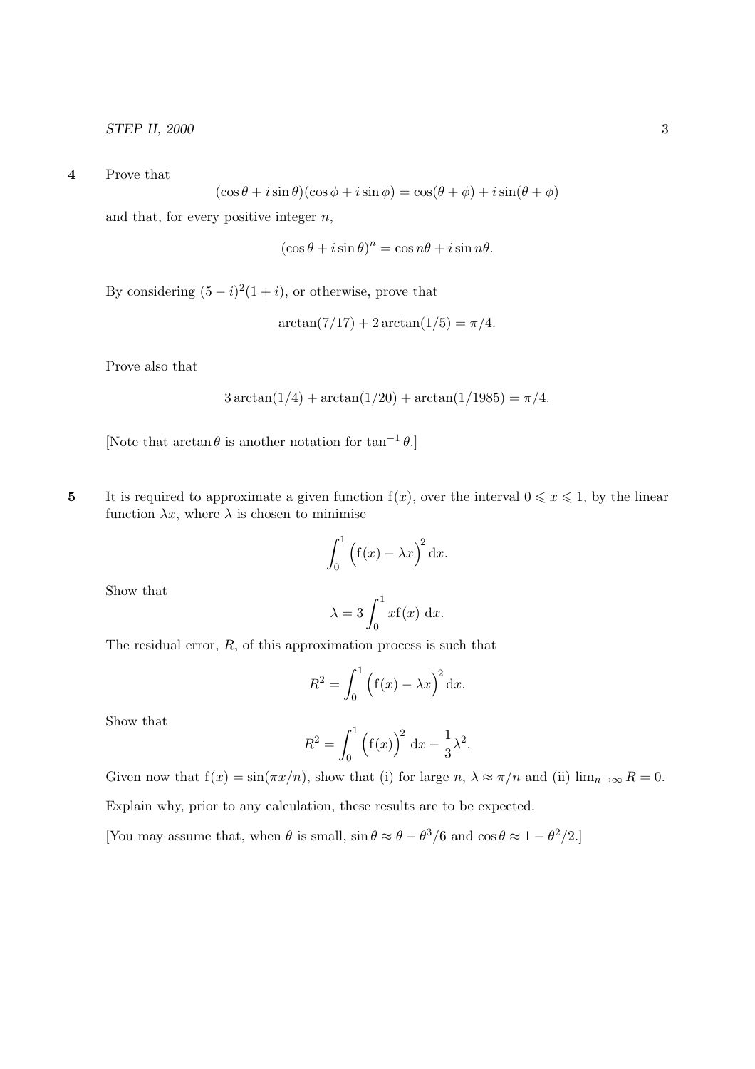**4** Prove that

$$(\cos\theta + i\sin\theta)(\cos\phi + i\sin\phi) = \cos(\theta+\phi) + i\sin(\theta+\phi)$$

and that, for every positive integer $n$,

$$(\cos\theta + i\sin\theta)^n = \cos n\theta + i\sin n\theta.$$

By considering $(5-i)^2(1+i)$, or otherwise, prove that

$$\arctan(7/17) + 2\arctan(1/5) = \pi/4.$$

Prove also that

$$3\arctan(1/4) + \arctan(1/20) + \arctan(1/1985) = \pi/4.$$

[Note that $\arctan\theta$ is another notation for $\tan^{-1}\theta$.]

**5** It is required to approximate a given function $\mathrm{f}(x)$, over the interval $0 \leqslant x \leqslant 1$, by the linear function $\lambda x$, where $\lambda$ is chosen to minimise

$$\int_0^1 \Big(\mathrm{f}(x) - \lambda x\Big)^2 \,\mathrm{d}x.$$

Show that

$$\lambda = 3\int_0^1 x\mathrm{f}(x)\ \mathrm{d}x.$$

The residual error, $R$, of this approximation process is such that

$$R^2 = \int_0^1 \Big(\mathrm{f}(x) - \lambda x\Big)^2 \,\mathrm{d}x.$$

Show that

$$R^2 = \int_0^1 \Big(\mathrm{f}(x)\Big)^2 \,\mathrm{d}x - \frac{1}{3}\lambda^2.$$

Given now that $\mathrm{f}(x) = \sin(\pi x/n)$, show that (i) for large $n$, $\lambda \approx \pi/n$ and (ii) $\lim_{n\to\infty} R = 0$.

Explain why, prior to any calculation, these results are to be expected.

[You may assume that, when $\theta$ is small, $\sin\theta \approx \theta - \theta^3/6$ and $\cos\theta \approx 1 - \theta^2/2$.]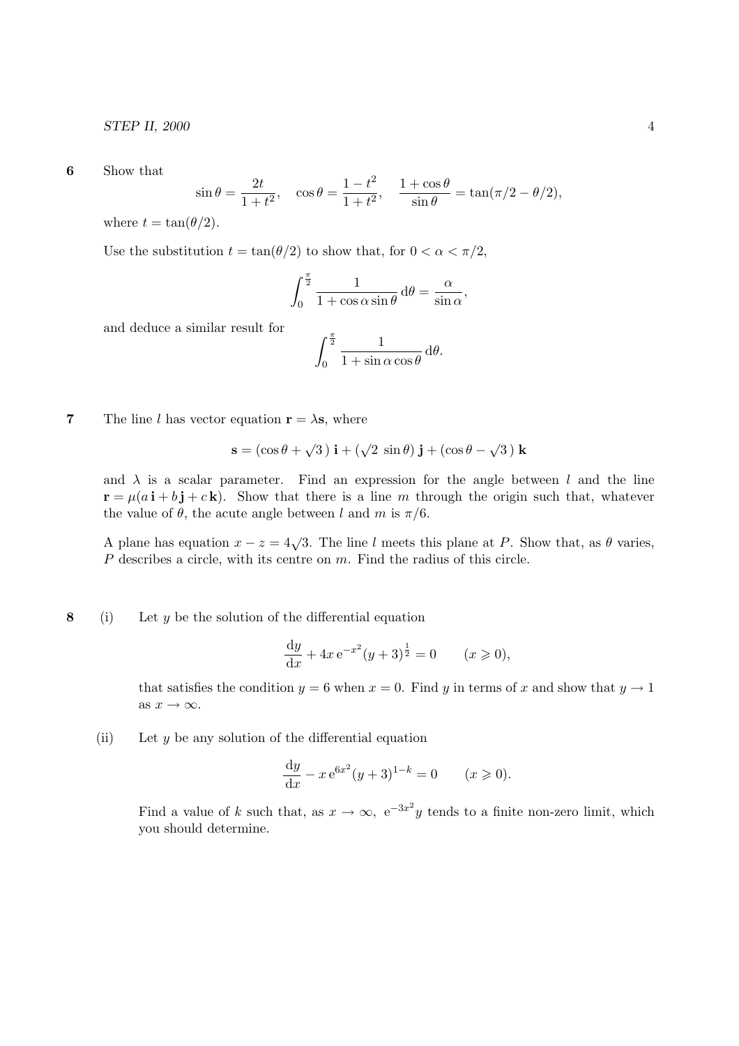**6** Show that

$$\sin\theta = \frac{2t}{1+t^2}, \quad \cos\theta = \frac{1-t^2}{1+t^2}, \quad \frac{1+\cos\theta}{\sin\theta} = \tan(\pi/2 - \theta/2),$$

where $t = \tan(\theta/2)$.

Use the substitution $t = \tan(\theta/2)$ to show that, for $0 < \alpha < \pi/2$,

$$\int_0^{\frac{\pi}{2}} \frac{1}{1+\cos\alpha\sin\theta}\,\mathrm{d}\theta = \frac{\alpha}{\sin\alpha},$$

and deduce a similar result for

$$\int_0^{\frac{\pi}{2}} \frac{1}{1+\sin\alpha\cos\theta}\,\mathrm{d}\theta.$$

**7** The line $l$ has vector equation $\mathbf{r} = \lambda\mathbf{s}$, where

$$\mathbf{s} = (\cos\theta + \sqrt{3}\,)\,\mathbf{i} + (\sqrt{2}\,\sin\theta)\,\mathbf{j} + (\cos\theta - \sqrt{3}\,)\,\mathbf{k}$$

and $\lambda$ is a scalar parameter. Find an expression for the angle between $l$ and the line $\mathbf{r} = \mu(a\,\mathbf{i} + b\,\mathbf{j} + c\,\mathbf{k})$. Show that there is a line $m$ through the origin such that, whatever the value of $\theta$, the acute angle between $l$ and $m$ is $\pi/6$.

A plane has equation $x - z = 4\sqrt{3}$. The line $l$ meets this plane at $P$. Show that, as $\theta$ varies, $P$ describes a circle, with its centre on $m$. Find the radius of this circle.

**8** (i) Let $y$ be the solution of the differential equation

$$\frac{\mathrm{d}y}{\mathrm{d}x} + 4x\,\mathrm{e}^{-x^2}(y+3)^{\frac{1}{2}} = 0 \qquad (x \geqslant 0),$$

that satisfies the condition $y = 6$ when $x = 0$. Find $y$ in terms of $x$ and show that $y \to 1$ as $x \to \infty$.

(ii) Let $y$ be any solution of the differential equation

$$\frac{\mathrm{d}y}{\mathrm{d}x} - x\,\mathrm{e}^{6x^2}(y+3)^{1-k} = 0 \qquad (x \geqslant 0).$$

Find a value of $k$ such that, as $x \to \infty$, $\mathrm{e}^{-3x^2}y$ tends to a finite non-zero limit, which you should determine.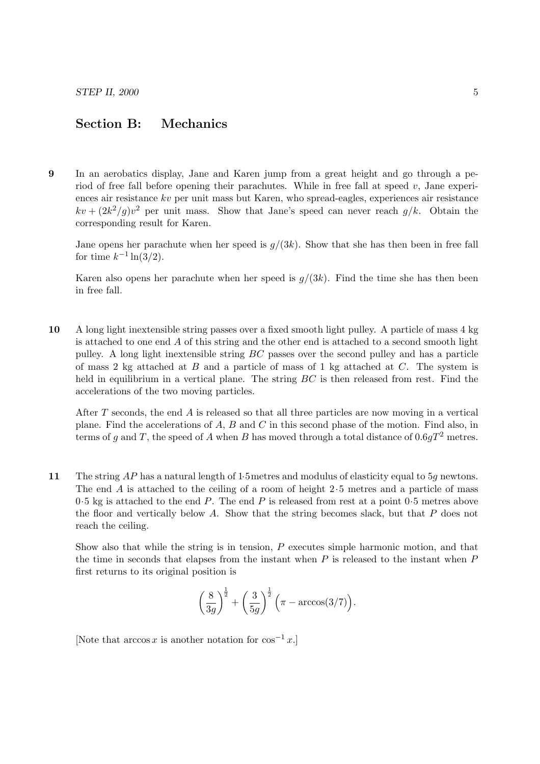## Section B: Mechanics

**9** In an aerobatics display, Jane and Karen jump from a great height and go through a period of free fall before opening their parachutes. While in free fall at speed $v$, Jane experiences air resistance $kv$ per unit mass but Karen, who spread-eagles, experiences air resistance $kv + (2k^2/g)v^2$ per unit mass. Show that Jane's speed can never reach $g/k$. Obtain the corresponding result for Karen.

Jane opens her parachute when her speed is $g/(3k)$. Show that she has then been in free fall for time $k^{-1}\ln(3/2)$.

Karen also opens her parachute when her speed is $g/(3k)$. Find the time she has then been in free fall.

**10** A long light inextensible string passes over a fixed smooth light pulley. A particle of mass 4 kg is attached to one end $A$ of this string and the other end is attached to a second smooth light pulley. A long light inextensible string $BC$ passes over the second pulley and has a particle of mass 2 kg attached at $B$ and a particle of mass of 1 kg attached at $C$. The system is held in equilibrium in a vertical plane. The string $BC$ is then released from rest. Find the accelerations of the two moving particles.

After $T$ seconds, the end $A$ is released so that all three particles are now moving in a vertical plane. Find the accelerations of $A$, $B$ and $C$ in this second phase of the motion. Find also, in terms of $g$ and $T$, the speed of $A$ when $B$ has moved through a total distance of $0.6gT^2$ metres.

**11** The string $AP$ has a natural length of 1·5 metres and modulus of elasticity equal to $5g$ newtons. The end $A$ is attached to the ceiling of a room of height 2·5 metres and a particle of mass 0·5 kg is attached to the end $P$. The end $P$ is released from rest at a point 0·5 metres above the floor and vertically below $A$. Show that the string becomes slack, but that $P$ does not reach the ceiling.

Show also that while the string is in tension, $P$ executes simple harmonic motion, and that the time in seconds that elapses from the instant when $P$ is released to the instant when $P$ first returns to its original position is

$$\left(\frac{8}{3g}\right)^{\frac{1}{2}} + \left(\frac{3}{5g}\right)^{\frac{1}{2}}\Big(\pi - \arccos(3/7)\Big).$$

[Note that $\arccos x$ is another notation for $\cos^{-1} x$.]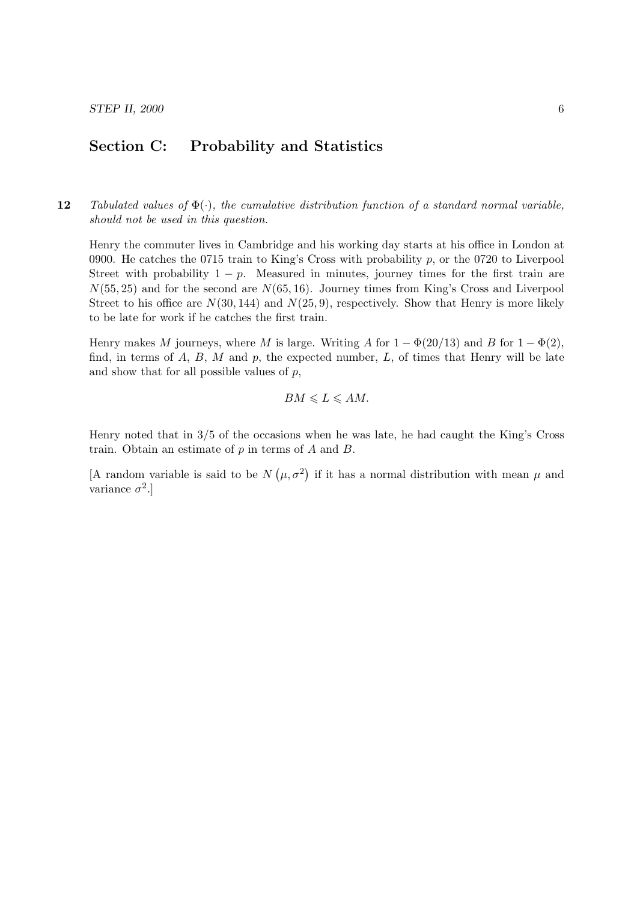## Section C: Probability and Statistics

**12** *Tabulated values of $\Phi(\cdot)$, the cumulative distribution function of a standard normal variable, should not be used in this question.*

Henry the commuter lives in Cambridge and his working day starts at his office in London at 0900. He catches the 0715 train to King's Cross with probability $p$, or the 0720 to Liverpool Street with probability $1 - p$. Measured in minutes, journey times for the first train are $N(55, 25)$ and for the second are $N(65, 16)$. Journey times from King's Cross and Liverpool Street to his office are $N(30, 144)$ and $N(25, 9)$, respectively. Show that Henry is more likely to be late for work if he catches the first train.

Henry makes $M$ journeys, where $M$ is large. Writing $A$ for $1 - \Phi(20/13)$ and $B$ for $1 - \Phi(2)$, find, in terms of $A$, $B$, $M$ and $p$, the expected number, $L$, of times that Henry will be late and show that for all possible values of $p$,

$$BM \leqslant L \leqslant AM.$$

Henry noted that in 3/5 of the occasions when he was late, he had caught the King's Cross train. Obtain an estimate of $p$ in terms of $A$ and $B$.

[A random variable is said to be $N(\mu, \sigma^2)$ if it has a normal distribution with mean $\mu$ and variance $\sigma^2$.]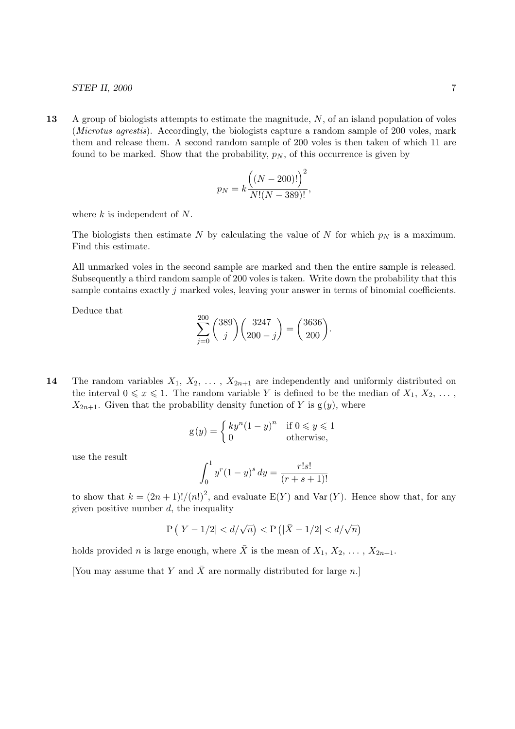**13** A group of biologists attempts to estimate the magnitude, $N$, of an island population of voles (*Microtus agrestis*). Accordingly, the biologists capture a random sample of 200 voles, mark them and release them. A second random sample of 200 voles is then taken of which 11 are found to be marked. Show that the probability, $p_N$, of this occurrence is given by

$$p_N = k\frac{\Big((N-200)!\Big)^2}{N!(N-389)!},$$

where $k$ is independent of $N$.

The biologists then estimate $N$ by calculating the value of $N$ for which $p_N$ is a maximum. Find this estimate.

All unmarked voles in the second sample are marked and then the entire sample is released. Subsequently a third random sample of 200 voles is taken. Write down the probability that this sample contains exactly $j$ marked voles, leaving your answer in terms of binomial coefficients.

Deduce that

$$\sum_{j=0}^{200} \binom{389}{j}\binom{3247}{200-j} = \binom{3636}{200}.$$

**14** The random variables $X_1, X_2, \ldots, X_{2n+1}$ are independently and uniformly distributed on the interval $0 \leqslant x \leqslant 1$. The random variable $Y$ is defined to be the median of $X_1, X_2, \ldots, X_{2n+1}$. Given that the probability density function of $Y$ is $\mathrm{g}(y)$, where

$$\mathrm{g}(y) = \begin{cases} ky^n(1-y)^n & \text{if } 0 \leqslant y \leqslant 1 \\ 0 & \text{otherwise,} \end{cases}$$

use the result

$$\int_0^1 y^r(1-y)^s \, dy = \frac{r!s!}{(r+s+1)!}$$

to show that $k = (2n+1)!/(n!)^2$, and evaluate $\mathrm{E}(Y)$ and $\mathrm{Var}(Y)$. Hence show that, for any given positive number $d$, the inequality

$$\mathrm{P}\left(|Y - 1/2| < d/\sqrt{n}\right) < \mathrm{P}\left(|\bar{X} - 1/2| < d/\sqrt{n}\right)$$

holds provided $n$ is large enough, where $\bar{X}$ is the mean of $X_1, X_2, \ldots, X_{2n+1}$.

[You may assume that $Y$ and $\bar{X}$ are normally distributed for large $n$.]